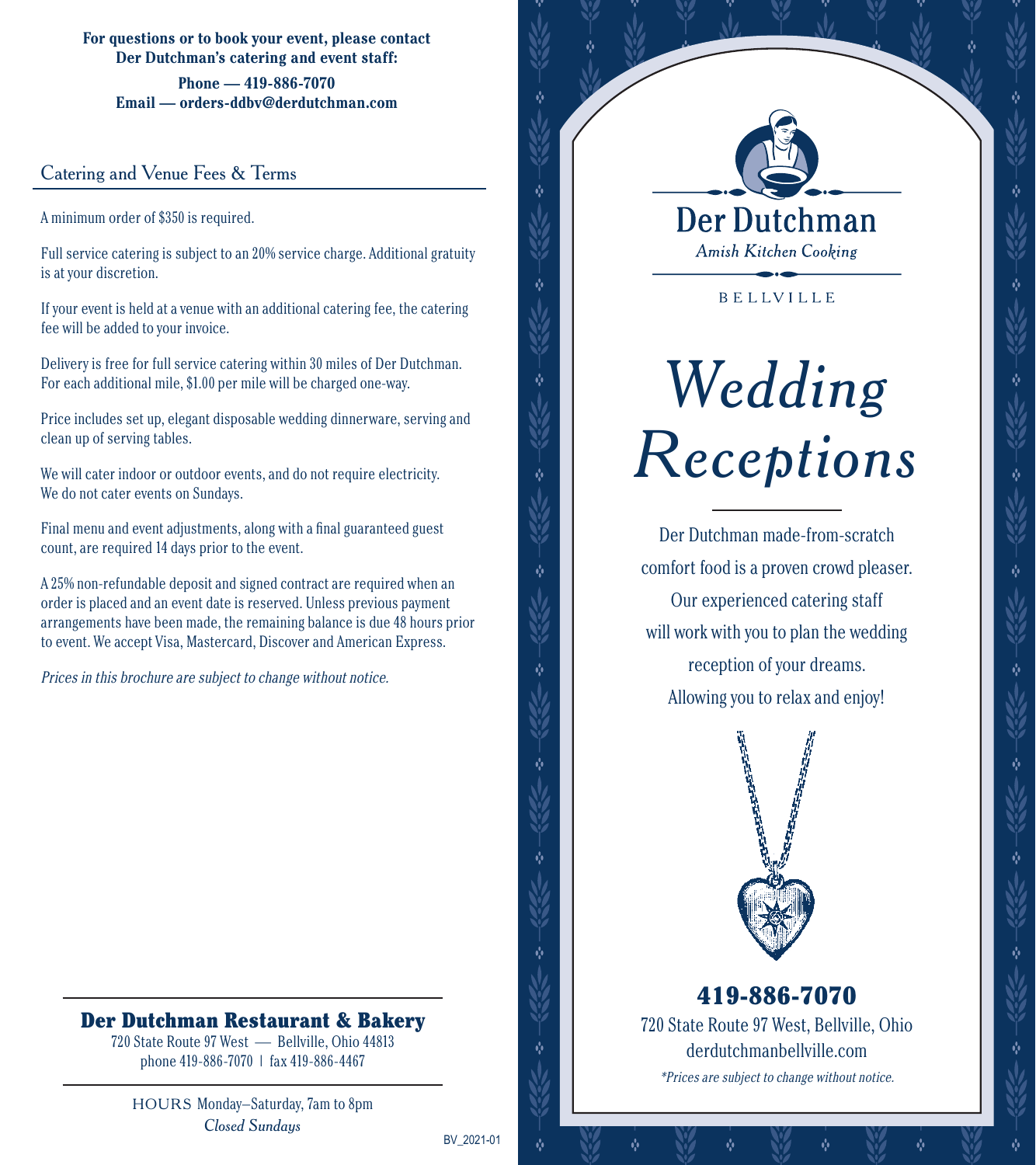**For questions or to book your event, please contact Der Dutchman's catering and event staff:**

**Phone — 419-886-7070**
**Email — orders-ddbv@derdutchman.com**

## Catering and Venue Fees & Terms

A minimum order of $350 is required.

Full service catering is subject to an 20% service charge. Additional gratuity is at your discretion.

If your event is held at a venue with an additional catering fee, the catering fee will be added to your invoice.

Delivery is free for full service catering within 30 miles of Der Dutchman. For each additional mile, $1.00 per mile will be charged one-way.

Price includes set up, elegant disposable wedding dinnerware, serving and clean up of serving tables.

We will cater indoor or outdoor events, and do not require electricity. We do not cater events on Sundays.

Final menu and event adjustments, along with a final guaranteed guest count, are required 14 days prior to the event.

A 25% non-refundable deposit and signed contract are required when an order is placed and an event date is reserved. Unless previous payment arrangements have been made, the remaining balance is due 48 hours prior to event. We accept Visa, Mastercard, Discover and American Express.

*Prices in this brochure are subject to change without notice.*

**Der Dutchman Restaurant & Bakery**
720 State Route 97 West — Bellville, Ohio 44813
phone 419-886-7070 | fax 419-886-4467

HOURS Monday–Saturday, 7am to 8pm
*Closed Sundays*

BV_2021-01

Der Dutchman
*Amish Kitchen Cooking*

BELLVILLE

# *Wedding Receptions*

Der Dutchman made-from-scratch comfort food is a proven crowd pleaser. Our experienced catering staff will work with you to plan the wedding reception of your dreams. Allowing you to relax and enjoy!

**419-886-7070**
720 State Route 97 West, Bellville, Ohio
derdutchmanbellville.com
*\*Prices are subject to change without notice.*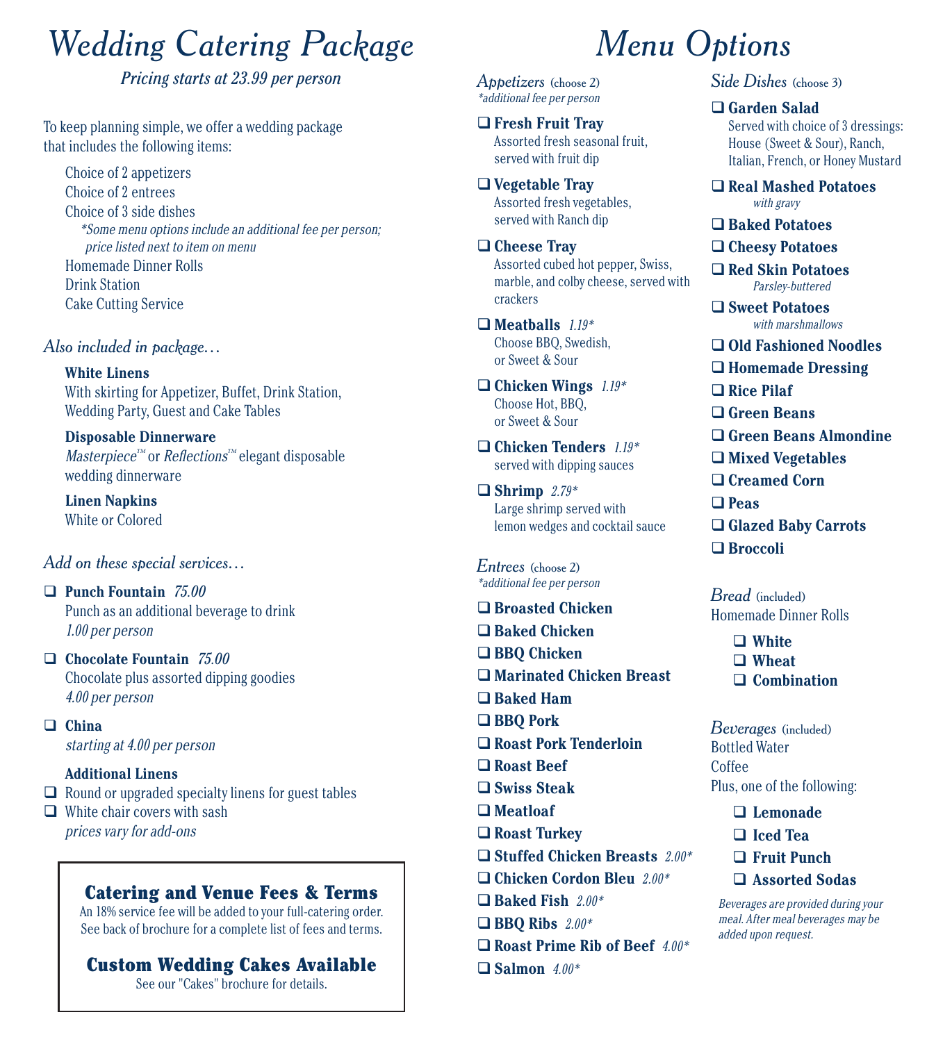# Wedding Catering Package

*Pricing starts at 23.99 per person*

To keep planning simple, we offer a wedding package that includes the following items:

- Choice of 2 appetizers
- Choice of 2 entrees
- Choice of 3 side dishes
  *\*Some menu options include an additional fee per person; price listed next to item on menu*
- Homemade Dinner Rolls
- Drink Station
- Cake Cutting Service

### *Also included in package…*

**White Linens**
With skirting for Appetizer, Buffet, Drink Station, Wedding Party, Guest and Cake Tables

**Disposable Dinnerware**
*Masterpiece*™ or *Reflections*™ elegant disposable wedding dinnerware

**Linen Napkins**
White or Colored

### *Add on these special services…*

- ❑ **Punch Fountain** *75.00*
  Punch as an additional beverage to drink
  *1.00 per person*
- ❑ **Chocolate Fountain** *75.00*
  Chocolate plus assorted dipping goodies
  *4.00 per person*
- ❑ **China**
  *starting at 4.00 per person*

**Additional Linens**

- ❑ Round or upgraded specialty linens for guest tables
- ❑ White chair covers with sash
  *prices vary for add-ons*

## Catering and Venue Fees & Terms

An 18% service fee will be added to your full-catering order.
See back of brochure for a complete list of fees and terms.

## Custom Wedding Cakes Available

See our "Cakes" brochure for details.

# Menu Options

### *Appetizers* (choose 2)

*\*additional fee per person*

- ❑ **Fresh Fruit Tray**
  Assorted fresh seasonal fruit, served with fruit dip
- ❑ **Vegetable Tray**
  Assorted fresh vegetables, served with Ranch dip
- ❑ **Cheese Tray**
  Assorted cubed hot pepper, Swiss, marble, and colby cheese, served with crackers
- ❑ **Meatballs** *1.19\**
  Choose BBQ, Swedish, or Sweet & Sour
- ❑ **Chicken Wings** *1.19\**
  Choose Hot, BBQ, or Sweet & Sour
- ❑ **Chicken Tenders** *1.19\**
  served with dipping sauces
- ❑ **Shrimp** *2.79\**
  Large shrimp served with lemon wedges and cocktail sauce

### *Entrees* (choose 2)

*\*additional fee per person*

- ❑ **Broasted Chicken**
- ❑ **Baked Chicken**
- ❑ **BBQ Chicken**
- ❑ **Marinated Chicken Breast**
- ❑ **Baked Ham**
- ❑ **BBQ Pork**
- ❑ **Roast Pork Tenderloin**
- ❑ **Roast Beef**
- ❑ **Swiss Steak**
- ❑ **Meatloaf**
- ❑ **Roast Turkey**
- ❑ **Stuffed Chicken Breasts** *2.00\**
- ❑ **Chicken Cordon Bleu** *2.00\**
- ❑ **Baked Fish** *2.00\**
- ❑ **BBQ Ribs** *2.00\**
- ❑ **Roast Prime Rib of Beef** *4.00\**
- ❑ **Salmon** *4.00\**

### *Side Dishes* (choose 3)

- ❑ **Garden Salad**
  Served with choice of 3 dressings: House (Sweet & Sour), Ranch, Italian, French, or Honey Mustard
- ❑ **Real Mashed Potatoes**
  *with gravy*
- ❑ **Baked Potatoes**
- ❑ **Cheesy Potatoes**
- ❑ **Red Skin Potatoes**
  *Parsley-buttered*
- ❑ **Sweet Potatoes**
  *with marshmallows*
- ❑ **Old Fashioned Noodles**
- ❑ **Homemade Dressing**
- ❑ **Rice Pilaf**
- ❑ **Green Beans**
- ❑ **Green Beans Almondine**
- ❑ **Mixed Vegetables**
- ❑ **Creamed Corn**
- ❑ **Peas**
- ❑ **Glazed Baby Carrots**
- ❑ **Broccoli**

### *Bread* (included)

Homemade Dinner Rolls

- ❑ **White**
- ❑ **Wheat**
- ❑ **Combination**

### *Beverages* (included)

Bottled Water
Coffee
Plus, one of the following:

- ❑ **Lemonade**
- ❑ **Iced Tea**
- ❑ **Fruit Punch**
- ❑ **Assorted Sodas**

*Beverages are provided during your meal. After meal beverages may be added upon request.*